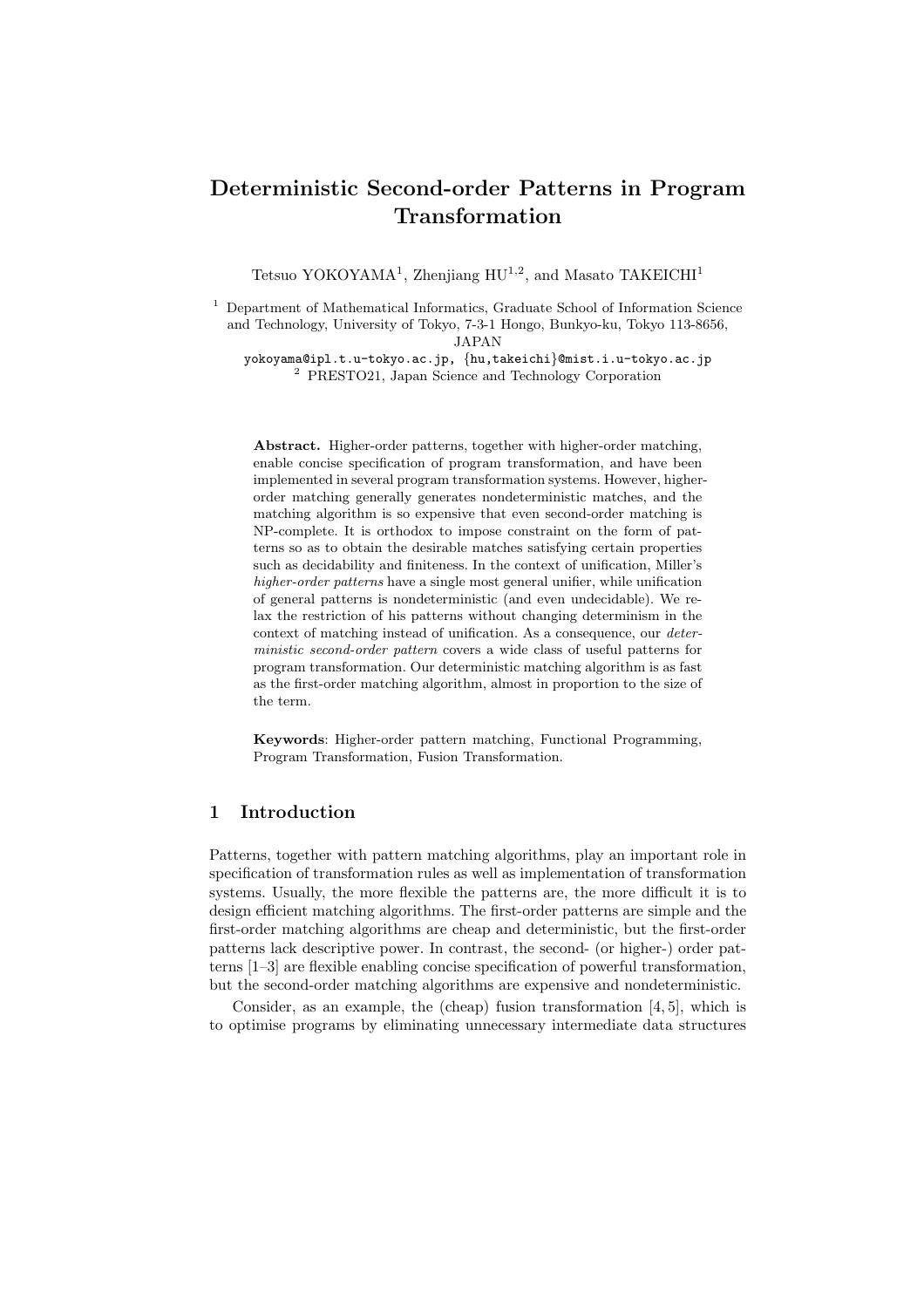# Deterministic Second-order Patterns in Program Transformation

Tetsuo YOKOYAMA[1], Zhenjiang HU[1,2], and Masato TAKEICHI[1]

[1] Department of Mathematical Informatics, Graduate School of Information Science and Technology, University of Tokyo, 7-3-1 Hongo, Bunkyo-ku, Tokyo 113-8656, JAPAN
yokoyama@ipl.t.u-tokyo.ac.jp, {hu,takeichi}@mist.i.u-tokyo.ac.jp
[2] PRESTO21, Japan Science and Technology Corporation

**Abstract.** Higher-order patterns, together with higher-order matching, enable concise specification of program transformation, and have been implemented in several program transformation systems. However, higher-order matching generally generates nondeterministic matches, and the matching algorithm is so expensive that even second-order matching is NP-complete. It is orthodox to impose constraint on the form of patterns so as to obtain the desirable matches satisfying certain properties such as decidability and finiteness. In the context of unification, Miller's *higher-order patterns* have a single most general unifier, while unification of general patterns is nondeterministic (and even undecidable). We relax the restriction of his patterns without changing determinism in the context of matching instead of unification. As a consequence, our *deterministic second-order pattern* covers a wide class of useful patterns for program transformation. Our deterministic matching algorithm is as fast as the first-order matching algorithm, almost in proportion to the size of the term.

**Keywords**: Higher-order pattern matching, Functional Programming, Program Transformation, Fusion Transformation.

## 1 Introduction

Patterns, together with pattern matching algorithms, play an important role in specification of transformation rules as well as implementation of transformation systems. Usually, the more flexible the patterns are, the more difficult it is to design efficient matching algorithms. The first-order patterns are simple and the first-order matching algorithms are cheap and deterministic, but the first-order patterns lack descriptive power. In contrast, the second- (or higher-) order patterns [1–3] are flexible enabling concise specification of powerful transformation, but the second-order matching algorithms are expensive and nondeterministic.

Consider, as an example, the (cheap) fusion transformation [4, 5], which is to optimise programs by eliminating unnecessary intermediate data structures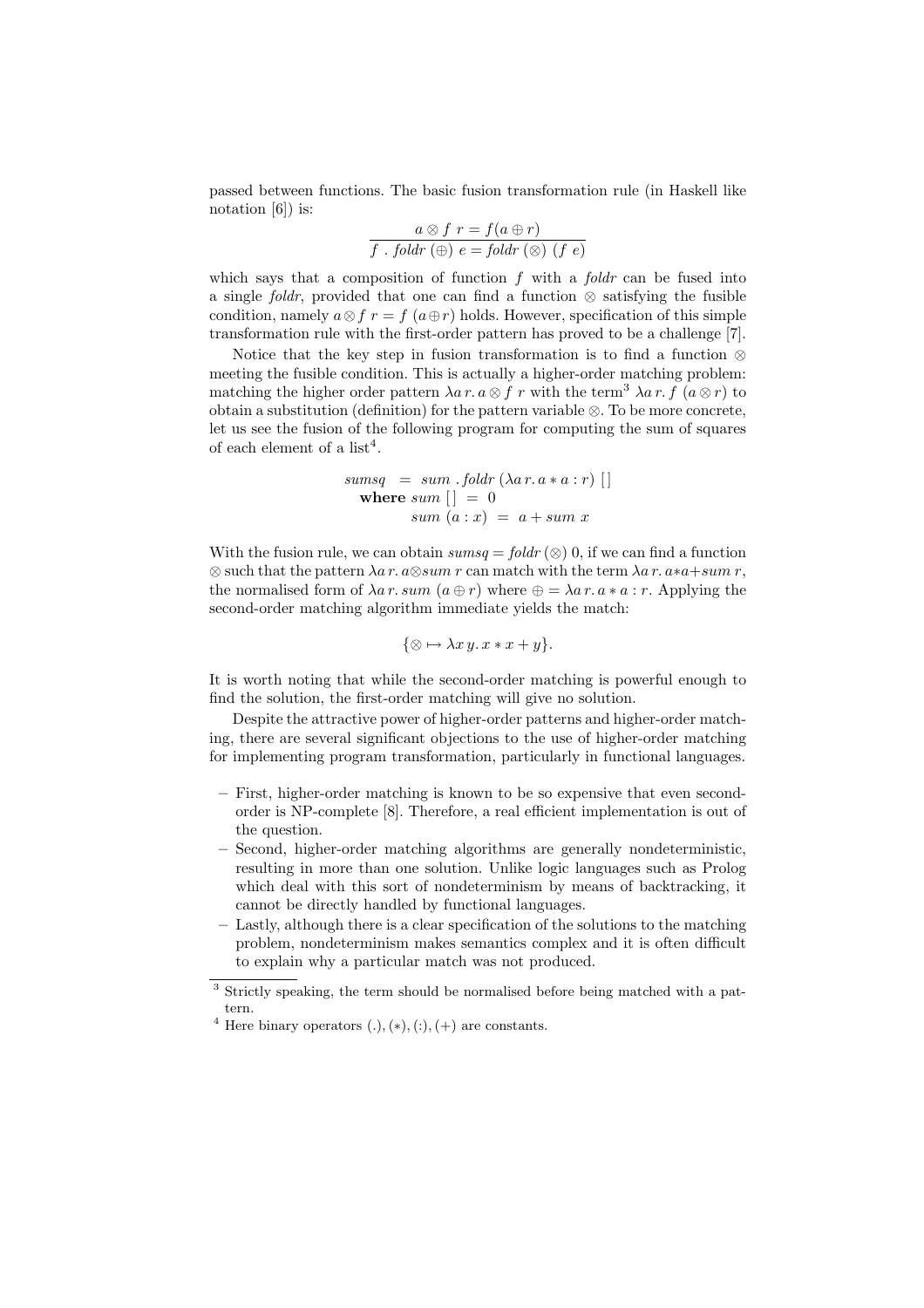passed between functions. The basic fusion transformation rule (in Haskell like notation [6]) is:

$$\frac{a \otimes f\ r = f(a \oplus r)}{f\ .\ foldr\ (\oplus)\ e = foldr\ (\otimes)\ (f\ e)}$$

which says that a composition of function $f$ with a *foldr* can be fused into a single *foldr*, provided that one can find a function $\otimes$ satisfying the fusible condition, namely $a \otimes f\ r = f\ (a \oplus r)$ holds. However, specification of this simple transformation rule with the first-order pattern has proved to be a challenge [7].

Notice that the key step in fusion transformation is to find a function $\otimes$ meeting the fusible condition. This is actually a higher-order matching problem: matching the higher order pattern $\lambda a\, r.\, a \otimes f\ r$ with the term[3] $\lambda a\, r.\, f\ (a \otimes r)$ to obtain a substitution (definition) for the pattern variable $\otimes$. To be more concrete, let us see the fusion of the following program for computing the sum of squares of each element of a list[4].

$$\begin{aligned} sumsq\ &=\ sum\ .\ foldr\ (\lambda a\, r.\, a * a : r)\ [\,] \\ \textbf{where}\ sum\ [\,]\ &=\ 0 \\ sum\ (a : x)\ &=\ a + sum\ x \end{aligned}$$

With the fusion rule, we can obtain $sumsq = foldr\ (\otimes)\ 0$, if we can find a function $\otimes$ such that the pattern $\lambda a\, r.\, a \otimes sum\ r$ can match with the term $\lambda a\, r.\, a * a + sum\ r$, the normalised form of $\lambda a\, r.\, sum\ (a \oplus r)$ where $\oplus = \lambda a\, r.\, a * a : r$. Applying the second-order matching algorithm immediate yields the match:

$$\{\otimes \mapsto \lambda x\, y.\, x * x + y\}.$$

It is worth noting that while the second-order matching is powerful enough to find the solution, the first-order matching will give no solution.

Despite the attractive power of higher-order patterns and higher-order matching, there are several significant objections to the use of higher-order matching for implementing program transformation, particularly in functional languages.

- First, higher-order matching is known to be so expensive that even second-order is NP-complete [8]. Therefore, a real efficient implementation is out of the question.
- Second, higher-order matching algorithms are generally nondeterministic, resulting in more than one solution. Unlike logic languages such as Prolog which deal with this sort of nondeterminism by means of backtracking, it cannot be directly handled by functional languages.
- Lastly, although there is a clear specification of the solutions to the matching problem, nondeterminism makes semantics complex and it is often difficult to explain why a particular match was not produced.

[3] Strictly speaking, the term should be normalised before being matched with a pattern.

[4] Here binary operators $(.), (*), (:), (+)$ are constants.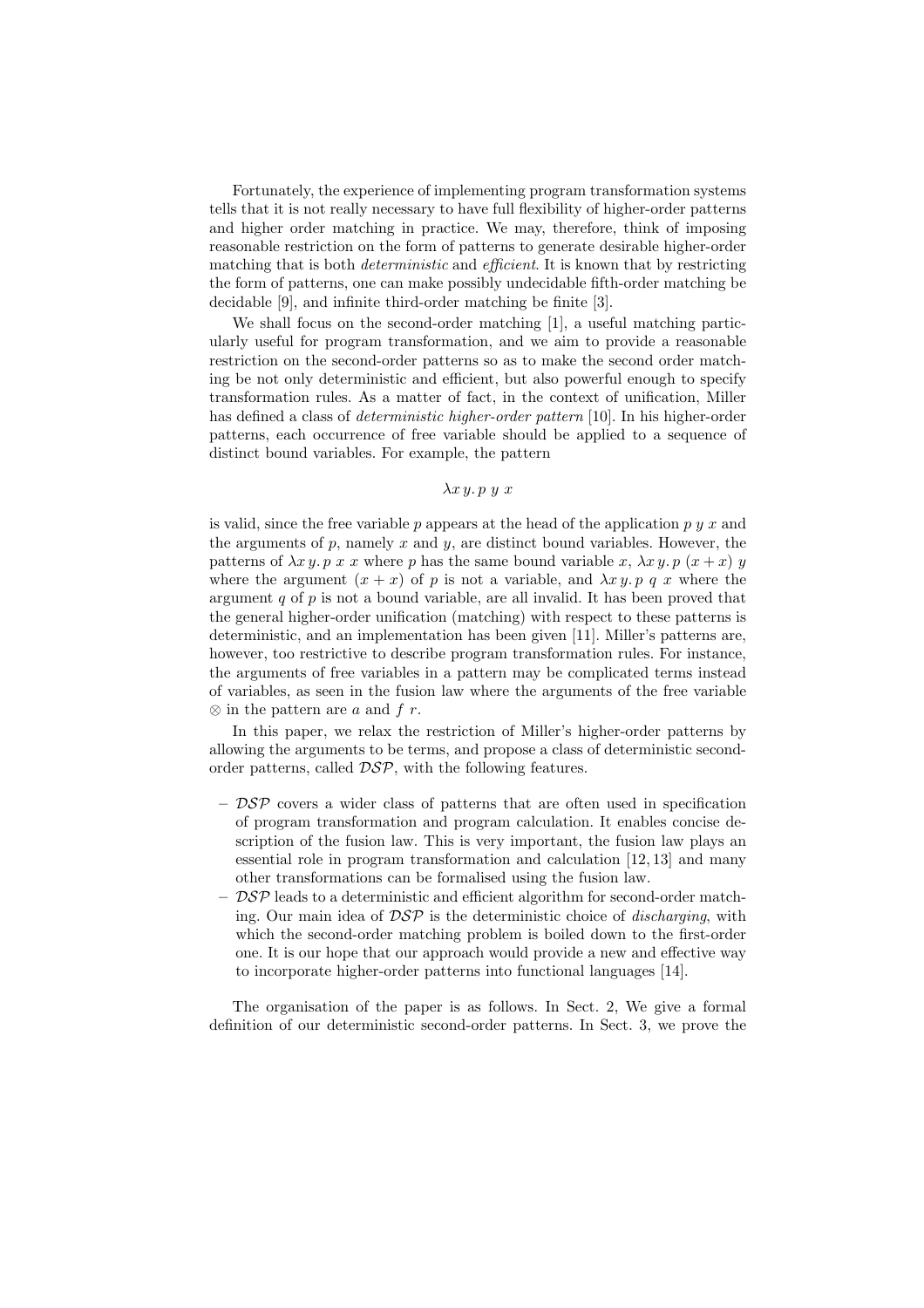Fortunately, the experience of implementing program transformation systems tells that it is not really necessary to have full flexibility of higher-order patterns and higher order matching in practice. We may, therefore, think of imposing reasonable restriction on the form of patterns to generate desirable higher-order matching that is both *deterministic* and *efficient*. It is known that by restricting the form of patterns, one can make possibly undecidable fifth-order matching be decidable [9], and infinite third-order matching be finite [3].

We shall focus on the second-order matching [1], a useful matching particularly useful for program transformation, and we aim to provide a reasonable restriction on the second-order patterns so as to make the second order matching be not only deterministic and efficient, but also powerful enough to specify transformation rules. As a matter of fact, in the context of unification, Miller has defined a class of *deterministic higher-order pattern* [10]. In his higher-order patterns, each occurrence of free variable should be applied to a sequence of distinct bound variables. For example, the pattern

$$\lambda x\, y.\, p\ y\ x$$

is valid, since the free variable $p$ appears at the head of the application $p\ y\ x$ and the arguments of $p$, namely $x$ and $y$, are distinct bound variables. However, the patterns of $\lambda x\, y.\, p\ x\ x$ where $p$ has the same bound variable $x$, $\lambda x\, y.\, p\ (x + x)\ y$ where the argument $(x + x)$ of $p$ is not a variable, and $\lambda x\, y.\, p\ q\ x$ where the argument $q$ of $p$ is not a bound variable, are all invalid. It has been proved that the general higher-order unification (matching) with respect to these patterns is deterministic, and an implementation has been given [11]. Miller's patterns are, however, too restrictive to describe program transformation rules. For instance, the arguments of free variables in a pattern may be complicated terms instead of variables, as seen in the fusion law where the arguments of the free variable $\otimes$ in the pattern are $a$ and $f\ r$.

In this paper, we relax the restriction of Miller's higher-order patterns by allowing the arguments to be terms, and propose a class of deterministic second-order patterns, called $\mathcal{DSP}$, with the following features.

- $\mathcal{DSP}$ covers a wider class of patterns that are often used in specification of program transformation and program calculation. It enables concise description of the fusion law. This is very important, the fusion law plays an essential role in program transformation and calculation [12, 13] and many other transformations can be formalised using the fusion law.
- $\mathcal{DSP}$ leads to a deterministic and efficient algorithm for second-order matching. Our main idea of $\mathcal{DSP}$ is the deterministic choice of *discharging*, with which the second-order matching problem is boiled down to the first-order one. It is our hope that our approach would provide a new and effective way to incorporate higher-order patterns into functional languages [14].

The organisation of the paper is as follows. In Sect. 2, We give a formal definition of our deterministic second-order patterns. In Sect. 3, we prove the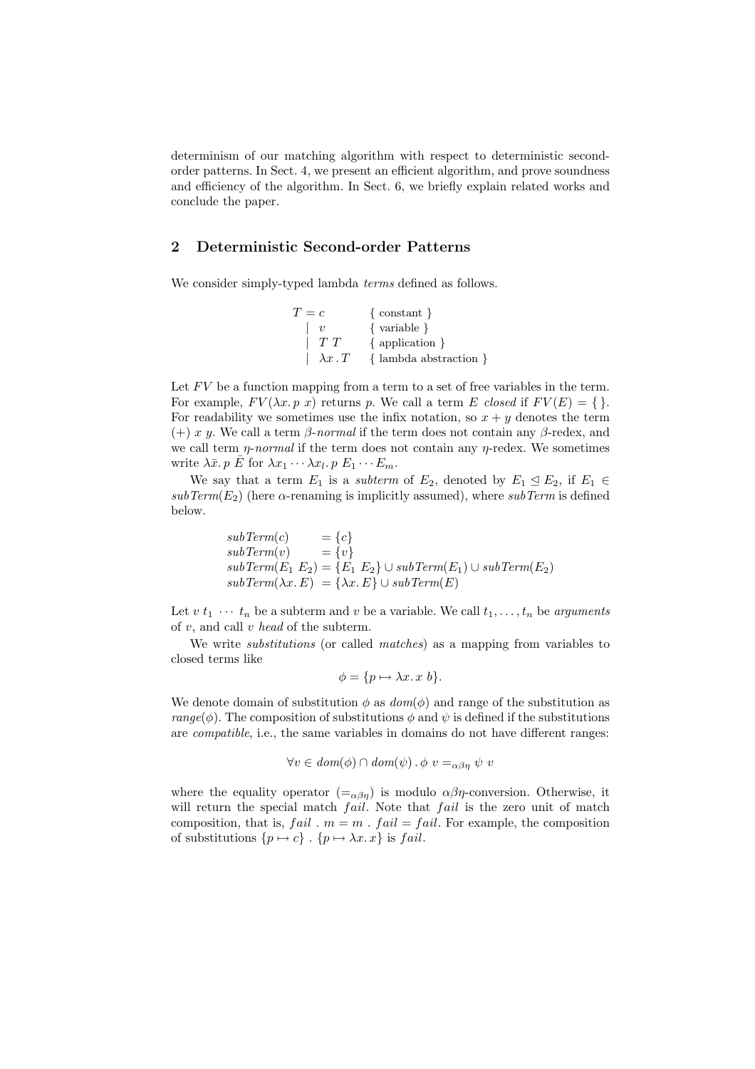determinism of our matching algorithm with respect to deterministic second-order patterns. In Sect. 4, we present an efficient algorithm, and prove soundness and efficiency of the algorithm. In Sect. 6, we briefly explain related works and conclude the paper.

## 2 Deterministic Second-order Patterns

We consider simply-typed lambda *terms* defined as follows.

$$
\begin{array}{lll}
T = c & \{ \text{ constant } \} \\
\quad \mid \ v & \{ \text{ variable } \} \\
\quad \mid \ T\ T & \{ \text{ application } \} \\
\quad \mid \ \lambda x \,.\, T & \{ \text{ lambda abstraction } \}
\end{array}
$$

Let $FV$ be a function mapping from a term to a set of free variables in the term. For example, $FV(\lambda x.\, p\ x)$ returns $p$. We call a term $E$ *closed* if $FV(E) = \{\}$. For readability we sometimes use the infix notation, so $x + y$ denotes the term $(+)\ x\ y$. We call a term *β-normal* if the term does not contain any β-redex, and we call term *η-normal* if the term does not contain any η-redex. We sometimes write $\lambda \bar{x}.\, p\ \bar{E}$ for $\lambda x_1 \cdots \lambda x_l.\, p\ E_1 \cdots E_m$.

We say that a term $E_1$ is a *subterm* of $E_2$, denoted by $E_1 \trianglelefteq E_2$, if $E_1 \in subTerm(E_2)$ (here α-renaming is implicitly assumed), where $subTerm$ is defined below.

$$
\begin{array}{ll}
subTerm(c) & = \{c\} \\
subTerm(v) & = \{v\} \\
subTerm(E_1\ E_2) & = \{E_1\ E_2\} \cup subTerm(E_1) \cup subTerm(E_2) \\
subTerm(\lambda x.\, E) & = \{\lambda x.\, E\} \cup subTerm(E)
\end{array}
$$

Let $v\ t_1\ \cdots\ t_n$ be a subterm and $v$ be a variable. We call $t_1, \ldots, t_n$ be *arguments* of $v$, and call $v$ *head* of the subterm.

We write *substitutions* (or called *matches*) as a mapping from variables to closed terms like

$$\phi = \{p \mapsto \lambda x.\, x\ b\}.$$

We denote domain of substitution $\phi$ as $dom(\phi)$ and range of the substitution as $range(\phi)$. The composition of substitutions $\phi$ and $\psi$ is defined if the substitutions are *compatible*, i.e., the same variables in domains do not have different ranges:

$$\forall v \in dom(\phi) \cap dom(\psi) \,.\, \phi\ v =_{\alpha\beta\eta} \psi\ v$$

where the equality operator $(=_{\alpha\beta\eta})$ is modulo αβη-conversion. Otherwise, it will return the special match $fail$. Note that $fail$ is the zero unit of match composition, that is, $fail\ .\ m = m\ .\ fail = fail$. For example, the composition of substitutions $\{p \mapsto c\}\ .\ \{p \mapsto \lambda x.\, x\}$ is $fail$.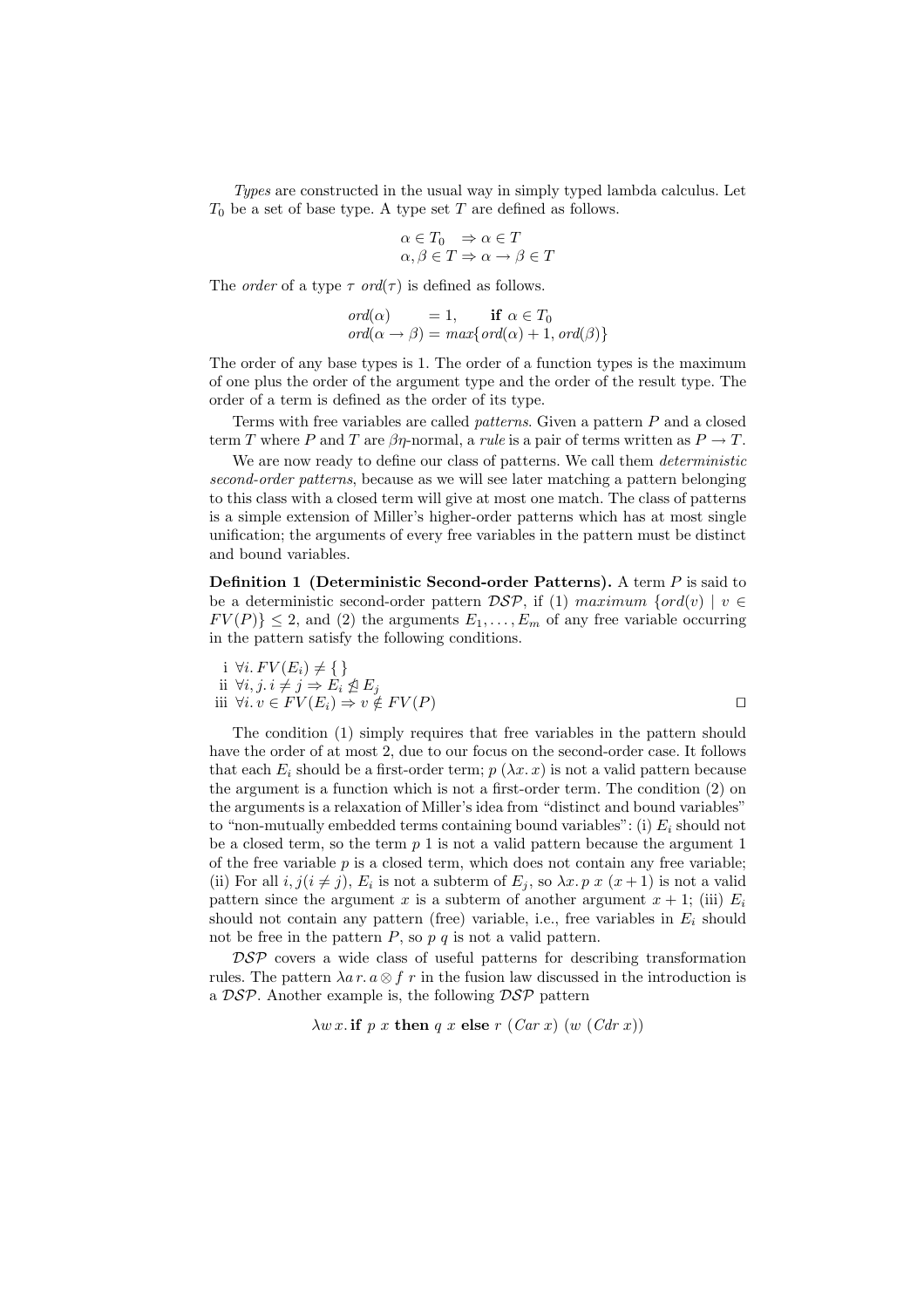*Types* are constructed in the usual way in simply typed lambda calculus. Let $T_0$ be a set of base type. A type set $T$ are defined as follows.

$$\begin{array}{l} \alpha \in T_0 \quad \Rightarrow \alpha \in T \\ \alpha, \beta \in T \Rightarrow \alpha \rightarrow \beta \in T \end{array}$$

The *order* of a type $\tau$ $ord(\tau)$ is defined as follows.

$$\begin{array}{ll} ord(\alpha) & = 1, \qquad \textbf{if } \alpha \in T_0 \\ ord(\alpha \rightarrow \beta) & = max\{ord(\alpha) + 1, ord(\beta)\} \end{array}$$

The order of any base types is 1. The order of a function types is the maximum of one plus the order of the argument type and the order of the result type. The order of a term is defined as the order of its type.

Terms with free variables are called *patterns*. Given a pattern $P$ and a closed term $T$ where $P$ and $T$ are $\beta\eta$-normal, a *rule* is a pair of terms written as $P \rightarrow T$.

We are now ready to define our class of patterns. We call them *deterministic second-order patterns*, because as we will see later matching a pattern belonging to this class with a closed term will give at most one match. The class of patterns is a simple extension of Miller's higher-order patterns which has at most single unification; the arguments of every free variables in the pattern must be distinct and bound variables.

**Definition 1 (Deterministic Second-order Patterns).** A term $P$ is said to be a deterministic second-order pattern $\mathcal{DSP}$, if (1) *maximum* $\{ord(v) \mid v \in FV(P)\} \leq 2$, and (2) the arguments $E_1, \ldots, E_m$ of any free variable occurring in the pattern satisfy the following conditions.

i $\forall i.\, FV(E_i) \neq \{\,\}$
ii $\forall i, j.\, i \neq j \Rightarrow E_i \ntrianglelefteq E_j$
iii $\forall i.\, v \in FV(E_i) \Rightarrow v \notin FV(P)$ □

The condition (1) simply requires that free variables in the pattern should have the order of at most 2, due to our focus on the second-order case. It follows that each $E_i$ should be a first-order term; $p\ (\lambda x.\, x)$ is not a valid pattern because the argument is a function which is not a first-order term. The condition (2) on the arguments is a relaxation of Miller's idea from "distinct and bound variables" to "non-mutually embedded terms containing bound variables": (i) $E_i$ should not be a closed term, so the term $p\ 1$ is not a valid pattern because the argument 1 of the free variable $p$ is a closed term, which does not contain any free variable; (ii) For all $i, j (i \neq j)$, $E_i$ is not a subterm of $E_j$, so $\lambda x.\, p\ x\ (x+1)$ is not a valid pattern since the argument $x$ is a subterm of another argument $x+1$; (iii) $E_i$ should not contain any pattern (free) variable, i.e., free variables in $E_i$ should not be free in the pattern $P$, so $p\ q$ is not a valid pattern.

$\mathcal{DSP}$ covers a wide class of useful patterns for describing transformation rules. The pattern $\lambda a\, r.\, a \otimes f\ r$ in the fusion law discussed in the introduction is a $\mathcal{DSP}$. Another example is, the following $\mathcal{DSP}$ pattern

$$\lambda w\, x.\, \textbf{if}\ p\ x\ \textbf{then}\ q\ x\ \textbf{else}\ r\ (Car\ x)\ (w\ (Cdr\ x))$$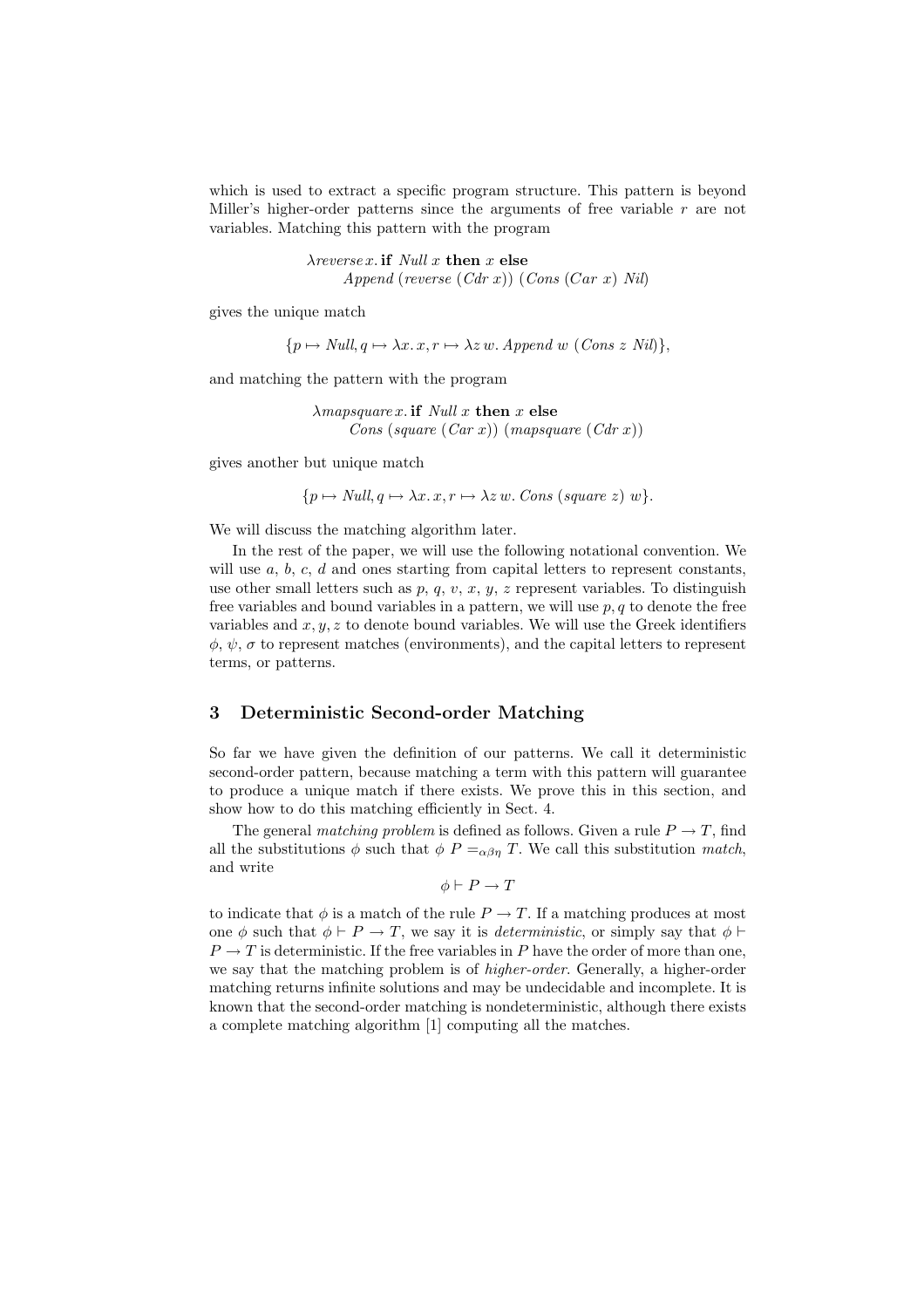which is used to extract a specific program structure. This pattern is beyond Miller's higher-order patterns since the arguments of free variable $r$ are not variables. Matching this pattern with the program

$$\begin{array}{l} \lambda reverse\, x.\, \mathbf{if}\ \mathit{Null}\ x\ \mathbf{then}\ x\ \mathbf{else} \\ \quad \mathit{Append}\ (reverse\ (\mathit{Cdr}\ x))\ (\mathit{Cons}\ (\mathit{Car}\ x)\ \mathit{Nil}) \end{array}$$

gives the unique match

$$\{p \mapsto \mathit{Null}, q \mapsto \lambda x.\, x, r \mapsto \lambda z\, w.\, \mathit{Append}\ w\ (\mathit{Cons}\ z\ \mathit{Nil})\},$$

and matching the pattern with the program

$$\begin{array}{l} \lambda mapsquare\, x.\, \mathbf{if}\ \mathit{Null}\ x\ \mathbf{then}\ x\ \mathbf{else} \\ \quad \mathit{Cons}\ (square\ (\mathit{Car}\ x))\ (mapsquare\ (\mathit{Cdr}\ x)) \end{array}$$

gives another but unique match

$$\{p \mapsto \mathit{Null}, q \mapsto \lambda x.\, x, r \mapsto \lambda z\, w.\, \mathit{Cons}\ (square\ z)\ w\}.$$

We will discuss the matching algorithm later.

In the rest of the paper, we will use the following notational convention. We will use $a$, $b$, $c$, $d$ and ones starting from capital letters to represent constants, use other small letters such as $p$, $q$, $v$, $x$, $y$, $z$ represent variables. To distinguish free variables and bound variables in a pattern, we will use $p, q$ to denote the free variables and $x, y, z$ to denote bound variables. We will use the Greek identifiers $\phi$, $\psi$, $\sigma$ to represent matches (environments), and the capital letters to represent terms, or patterns.

## 3 Deterministic Second-order Matching

So far we have given the definition of our patterns. We call it deterministic second-order pattern, because matching a term with this pattern will guarantee to produce a unique match if there exists. We prove this in this section, and show how to do this matching efficiently in Sect. 4.

The general *matching problem* is defined as follows. Given a rule $P \to T$, find all the substitutions $\phi$ such that $\phi\ P =_{\alpha\beta\eta} T$. We call this substitution *match*, and write

$$\phi \vdash P \to T$$

to indicate that $\phi$ is a match of the rule $P \to T$. If a matching produces at most one $\phi$ such that $\phi \vdash P \to T$, we say it is *deterministic*, or simply say that $\phi \vdash P \to T$ is deterministic. If the free variables in $P$ have the order of more than one, we say that the matching problem is of *higher-order*. Generally, a higher-order matching returns infinite solutions and may be undecidable and incomplete. It is known that the second-order matching is nondeterministic, although there exists a complete matching algorithm [1] computing all the matches.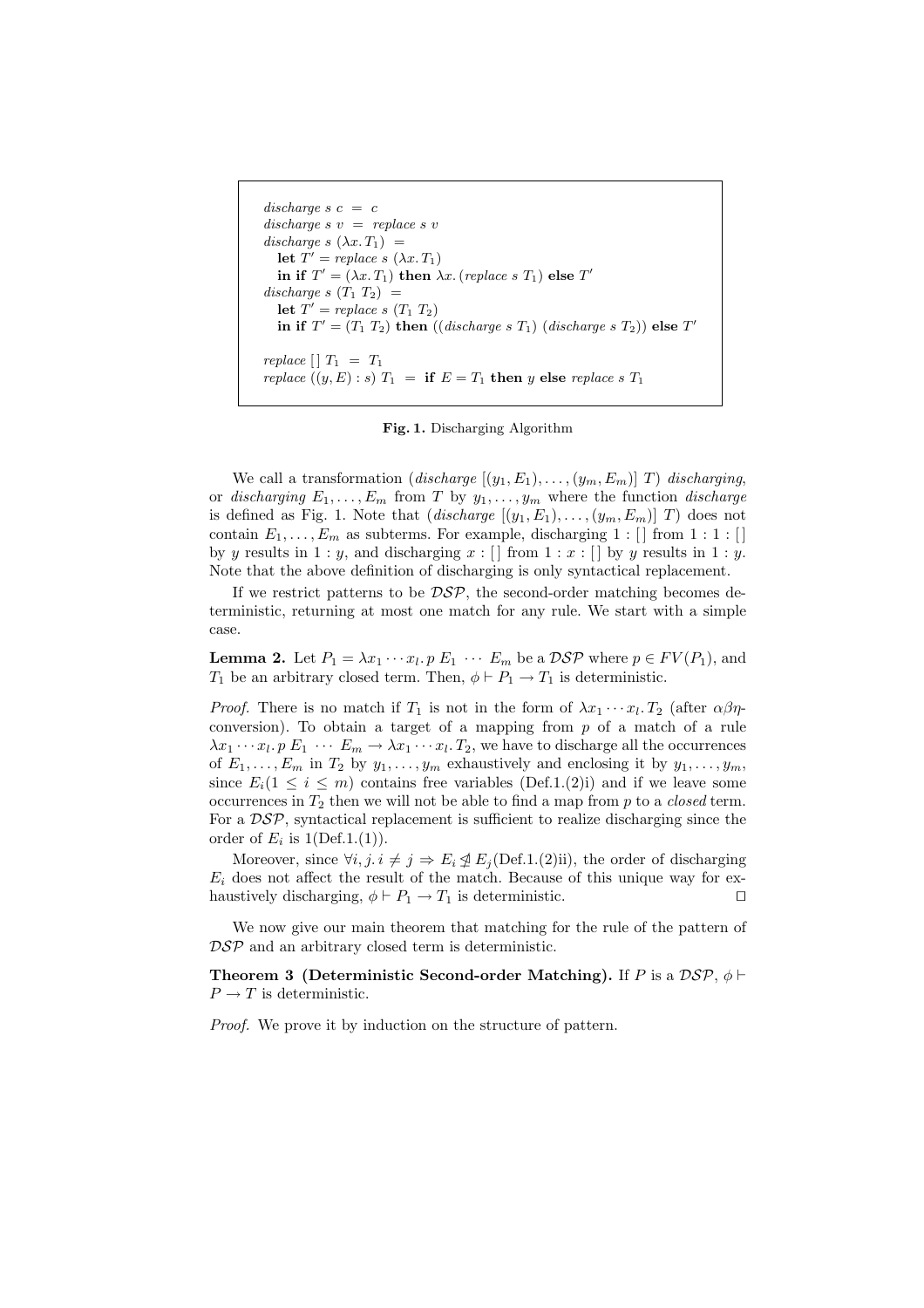```
discharge s c  =  c
discharge s v  =  replace s v
discharge s (λx. T1)  =
   let T' = replace s (λx. T1)
   in if T' = (λx. T1) then λx. (replace s T1) else T'
discharge s (T1 T2)  =
   let T' = replace s (T1 T2)
   in if T' = (T1 T2) then ((discharge s T1) (discharge s T2)) else T'

replace [] T1  =  T1
replace ((y, E) : s) T1  =  if E = T1 then y else replace s T1
```

**Fig. 1.** Discharging Algorithm

We call a transformation ($discharge\ [(y_1, E_1), \ldots, (y_m, E_m)]\ T$) *discharging*, or *discharging* $E_1, \ldots, E_m$ from $T$ by $y_1, \ldots, y_m$ where the function *discharge* is defined as Fig. 1. Note that ($discharge\ [(y_1, E_1), \ldots, (y_m, E_m)]\ T$) does not contain $E_1, \ldots, E_m$ as subterms. For example, discharging $1 : []$ from $1 : 1 : []$ by $y$ results in $1 : y$, and discharging $x : []$ from $1 : x : []$ by $y$ results in $1 : y$. Note that the above definition of discharging is only syntactical replacement.

If we restrict patterns to be $\mathcal{DSP}$, the second-order matching becomes deterministic, returning at most one match for any rule. We start with a simple case.

**Lemma 2.** Let $P_1 = \lambda x_1 \cdots x_l.\, p\ E_1\ \cdots\ E_m$ be a $\mathcal{DSP}$ where $p \in FV(P_1)$, and $T_1$ be an arbitrary closed term. Then, $\phi \vdash P_1 \rightarrow T_1$ is deterministic.

*Proof.* There is no match if $T_1$ is not in the form of $\lambda x_1 \cdots x_l.\, T_2$ (after $\alpha\beta\eta$-conversion). To obtain a target of a mapping from $p$ of a match of a rule $\lambda x_1 \cdots x_l.\, p\ E_1\ \cdots\ E_m \rightarrow \lambda x_1 \cdots x_l.\, T_2$, we have to discharge all the occurrences of $E_1, \ldots, E_m$ in $T_2$ by $y_1, \ldots, y_m$ exhaustively and enclosing it by $y_1, \ldots, y_m$, since $E_i (1 \leq i \leq m)$ contains free variables (Def.1.(2)i) and if we leave some occurrences in $T_2$ then we will not be able to find a map from $p$ to a *closed* term. For a $\mathcal{DSP}$, syntactical replacement is sufficient to realize discharging since the order of $E_i$ is 1(Def.1.(1)).

Moreover, since $\forall i, j.\, i \neq j \Rightarrow E_i \not\trianglelefteq E_j$(Def.1.(2)ii), the order of discharging $E_i$ does not affect the result of the match. Because of this unique way for exhaustively discharging, $\phi \vdash P_1 \rightarrow T_1$ is deterministic. $\square$

We now give our main theorem that matching for the rule of the pattern of $\mathcal{DSP}$ and an arbitrary closed term is deterministic.

**Theorem 3 (Deterministic Second-order Matching).** If $P$ is a $\mathcal{DSP}$, $\phi \vdash P \rightarrow T$ is deterministic.

*Proof.* We prove it by induction on the structure of pattern.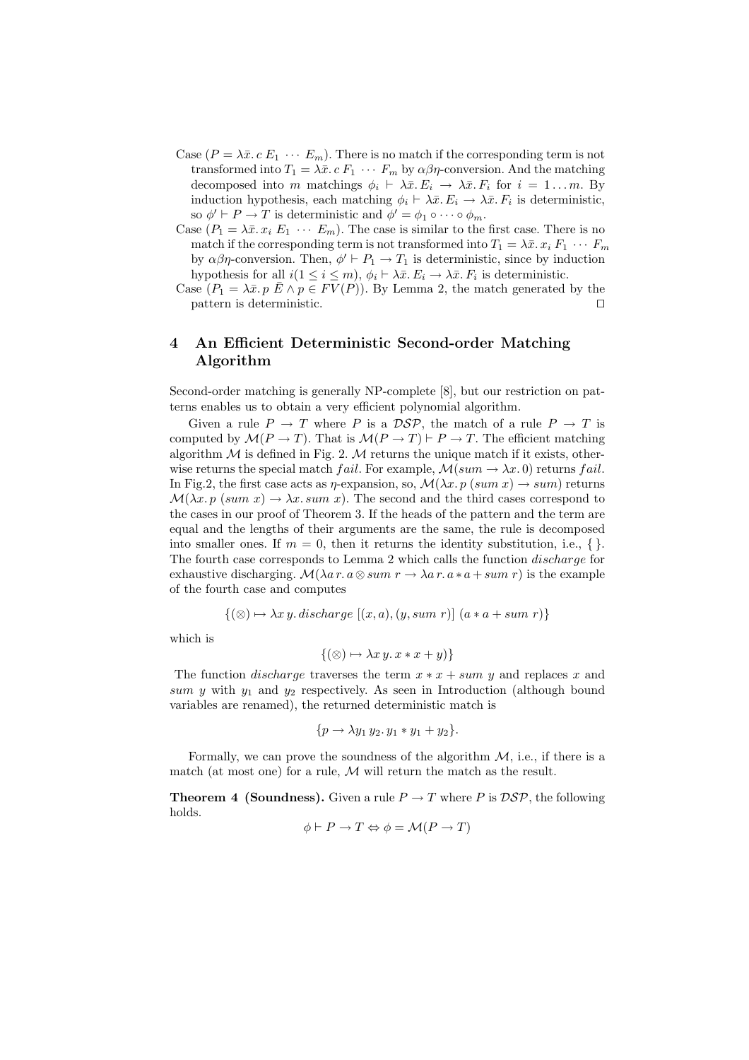Case ($P = \lambda \bar{x}.\, c\; E_1\; \cdots\; E_m$). There is no match if the corresponding term is not transformed into $T_1 = \lambda \bar{x}.\, c\; F_1\; \cdots\; F_m$ by $\alpha\beta\eta$-conversion. And the matching decomposed into $m$ matchings $\phi_i \vdash \lambda \bar{x}.\, E_i \to \lambda \bar{x}.\, F_i$ for $i = 1 \ldots m$. By induction hypothesis, each matching $\phi_i \vdash \lambda \bar{x}.\, E_i \to \lambda \bar{x}.\, F_i$ is deterministic, so $\phi' \vdash P \to T$ is deterministic and $\phi' = \phi_1 \circ \cdots \circ \phi_m$.

Case ($P_1 = \lambda \bar{x}.\, x_i\; E_1\; \cdots\; E_m$). The case is similar to the first case. There is no match if the corresponding term is not transformed into $T_1 = \lambda \bar{x}.\, x_i\; F_1\; \cdots\; F_m$ by $\alpha\beta\eta$-conversion. Then, $\phi' \vdash P_1 \to T_1$ is deterministic, since by induction hypothesis for all $i (1 \leq i \leq m)$, $\phi_i \vdash \lambda \bar{x}.\, E_i \to \lambda \bar{x}.\, F_i$ is deterministic.

Case ($P_1 = \lambda \bar{x}.\, p\; \bar{E} \wedge p \in FV(P)$). By Lemma 2, the match generated by the pattern is deterministic. □

## 4 An Efficient Deterministic Second-order Matching Algorithm

Second-order matching is generally NP-complete [8], but our restriction on patterns enables us to obtain a very efficient polynomial algorithm.

Given a rule $P \to T$ where $P$ is a $\mathcal{DSP}$, the match of a rule $P \to T$ is computed by $\mathcal{M}(P \to T)$. That is $\mathcal{M}(P \to T) \vdash P \to T$. The efficient matching algorithm $\mathcal{M}$ is defined in Fig. 2. $\mathcal{M}$ returns the unique match if it exists, otherwise returns the special match $fail$. For example, $\mathcal{M}(sum \to \lambda x.\, 0)$ returns $fail$. In Fig.2, the first case acts as $\eta$-expansion, so, $\mathcal{M}(\lambda x.\, p\; (sum\; x) \to sum)$ returns $\mathcal{M}(\lambda x.\, p\; (sum\; x) \to \lambda x.\, sum\; x)$. The second and the third cases correspond to the cases in our proof of Theorem 3. If the heads of the pattern and the term are equal and the lengths of their arguments are the same, the rule is decomposed into smaller ones. If $m = 0$, then it returns the identity substitution, i.e., $\{\}$. The fourth case corresponds to Lemma 2 which calls the function $discharge$ for exhaustive discharging. $\mathcal{M}(\lambda a\, r.\, a \otimes sum\; r \to \lambda a\, r.\, a * a + sum\; r)$ is the example of the fourth case and computes

$$\{(\otimes) \mapsto \lambda x\, y.\, discharge\; [(x, a), (y, sum\; r)]\; (a * a + sum\; r)\}$$

which is

$$\{(\otimes) \mapsto \lambda x\, y.\, x * x + y)\}$$

The function $discharge$ traverses the term $x * x + sum\; y$ and replaces $x$ and $sum\; y$ with $y_1$ and $y_2$ respectively. As seen in Introduction (although bound variables are renamed), the returned deterministic match is

$$\{p \to \lambda y_1\, y_2.\, y_1 * y_1 + y_2\}.$$

Formally, we can prove the soundness of the algorithm $\mathcal{M}$, i.e., if there is a match (at most one) for a rule, $\mathcal{M}$ will return the match as the result.

**Theorem 4 (Soundness).** Given a rule $P \to T$ where $P$ is $\mathcal{DSP}$, the following holds.

$$\phi \vdash P \to T \Leftrightarrow \phi = \mathcal{M}(P \to T)$$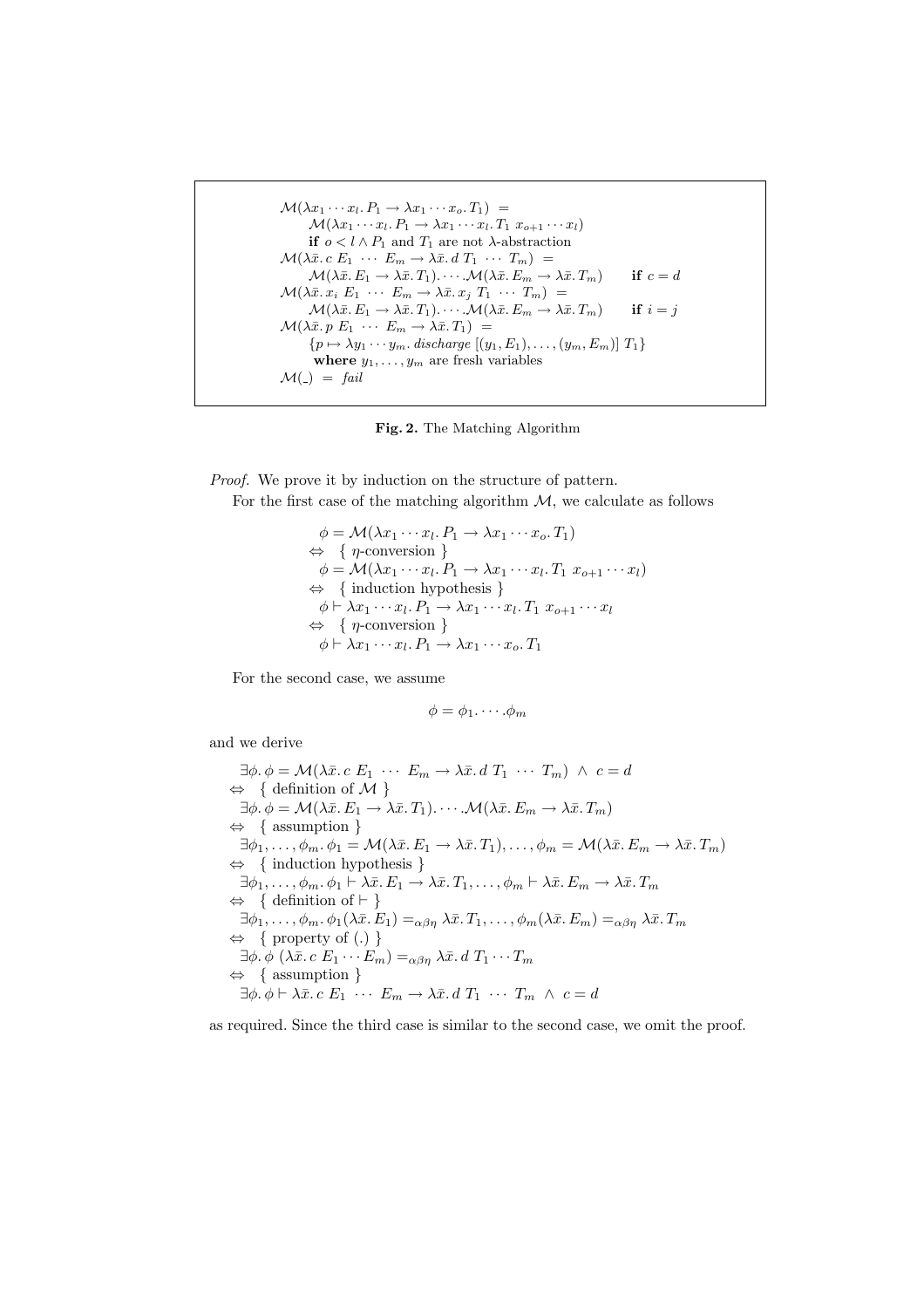$$
\begin{array}{l}
\mathcal{M}(\lambda x_1 \cdots x_l.\, P_1 \to \lambda x_1 \cdots x_o.\, T_1) \;=\\
\quad \mathcal{M}(\lambda x_1 \cdots x_l.\, P_1 \to \lambda x_1 \cdots x_l.\, T_1 \; x_{o+1} \cdots x_l)\\
\quad \textbf{if } o < l \wedge P_1 \text{ and } T_1 \text{ are not } \lambda\text{-abstraction}\\
\mathcal{M}(\lambda \bar{x}.\, c \; E_1 \; \cdots \; E_m \to \lambda \bar{x}.\, d \; T_1 \; \cdots \; T_m) \;=\\
\quad \mathcal{M}(\lambda \bar{x}.\, E_1 \to \lambda \bar{x}.\, T_1). \cdots .\mathcal{M}(\lambda \bar{x}.\, E_m \to \lambda \bar{x}.\, T_m) \qquad \textbf{if } c = d\\
\mathcal{M}(\lambda \bar{x}.\, x_i \; E_1 \; \cdots \; E_m \to \lambda \bar{x}.\, x_j \; T_1 \; \cdots \; T_m) \;=\\
\quad \mathcal{M}(\lambda \bar{x}.\, E_1 \to \lambda \bar{x}.\, T_1). \cdots .\mathcal{M}(\lambda \bar{x}.\, E_m \to \lambda \bar{x}.\, T_m) \qquad \textbf{if } i = j\\
\mathcal{M}(\lambda \bar{x}.\, p \; E_1 \; \cdots \; E_m \to \lambda \bar{x}.\, T_1) \;=\\
\quad \{p \mapsto \lambda y_1 \cdots y_m.\, \mathit{discharge}\; [(y_1, E_1), \ldots, (y_m, E_m)] \; T_1\}\\
\quad \textbf{where } y_1, \ldots, y_m \text{ are fresh variables}\\
\mathcal{M}(\_) \;=\; \mathit{fail}
\end{array}
$$

**Fig. 2.** The Matching Algorithm

*Proof.* We prove it by induction on the structure of pattern.

For the first case of the matching algorithm $\mathcal{M}$, we calculate as follows

$$
\begin{array}{l}
\quad \phi = \mathcal{M}(\lambda x_1 \cdots x_l.\, P_1 \to \lambda x_1 \cdots x_o.\, T_1)\\
\Leftrightarrow \quad \{ \; \eta\text{-conversion} \; \}\\
\quad \phi = \mathcal{M}(\lambda x_1 \cdots x_l.\, P_1 \to \lambda x_1 \cdots x_l.\, T_1 \; x_{o+1} \cdots x_l)\\
\Leftrightarrow \quad \{ \; \text{induction hypothesis} \; \}\\
\quad \phi \vdash \lambda x_1 \cdots x_l.\, P_1 \to \lambda x_1 \cdots x_l.\, T_1 \; x_{o+1} \cdots x_l\\
\Leftrightarrow \quad \{ \; \eta\text{-conversion} \; \}\\
\quad \phi \vdash \lambda x_1 \cdots x_l.\, P_1 \to \lambda x_1 \cdots x_o.\, T_1
\end{array}
$$

For the second case, we assume

$$\phi = \phi_1. \cdots .\phi_m$$

and we derive

$$
\begin{array}{l}
\quad \exists \phi.\, \phi = \mathcal{M}(\lambda \bar{x}.\, c \; E_1 \; \cdots \; E_m \to \lambda \bar{x}.\, d \; T_1 \; \cdots \; T_m) \; \wedge \; c = d\\
\Leftrightarrow \quad \{ \; \text{definition of } \mathcal{M} \; \}\\
\quad \exists \phi.\, \phi = \mathcal{M}(\lambda \bar{x}.\, E_1 \to \lambda \bar{x}.\, T_1). \cdots .\mathcal{M}(\lambda \bar{x}.\, E_m \to \lambda \bar{x}.\, T_m)\\
\Leftrightarrow \quad \{ \; \text{assumption} \; \}\\
\quad \exists \phi_1, \ldots, \phi_m.\, \phi_1 = \mathcal{M}(\lambda \bar{x}.\, E_1 \to \lambda \bar{x}.\, T_1), \ldots, \phi_m = \mathcal{M}(\lambda \bar{x}.\, E_m \to \lambda \bar{x}.\, T_m)\\
\Leftrightarrow \quad \{ \; \text{induction hypothesis} \; \}\\
\quad \exists \phi_1, \ldots, \phi_m.\, \phi_1 \vdash \lambda \bar{x}.\, E_1 \to \lambda \bar{x}.\, T_1, \ldots, \phi_m \vdash \lambda \bar{x}.\, E_m \to \lambda \bar{x}.\, T_m\\
\Leftrightarrow \quad \{ \; \text{definition of } \vdash \; \}\\
\quad \exists \phi_1, \ldots, \phi_m.\, \phi_1(\lambda \bar{x}.\, E_1) =_{\alpha\beta\eta} \lambda \bar{x}.\, T_1, \ldots, \phi_m(\lambda \bar{x}.\, E_m) =_{\alpha\beta\eta} \lambda \bar{x}.\, T_m\\
\Leftrightarrow \quad \{ \; \text{property of } (.) \; \}\\
\quad \exists \phi.\, \phi \; (\lambda \bar{x}.\, c \; E_1 \cdots E_m) =_{\alpha\beta\eta} \lambda \bar{x}.\, d \; T_1 \cdots T_m\\
\Leftrightarrow \quad \{ \; \text{assumption} \; \}\\
\quad \exists \phi.\, \phi \vdash \lambda \bar{x}.\, c \; E_1 \; \cdots \; E_m \to \lambda \bar{x}.\, d \; T_1 \; \cdots \; T_m \; \wedge \; c = d
\end{array}
$$

as required. Since the third case is similar to the second case, we omit the proof.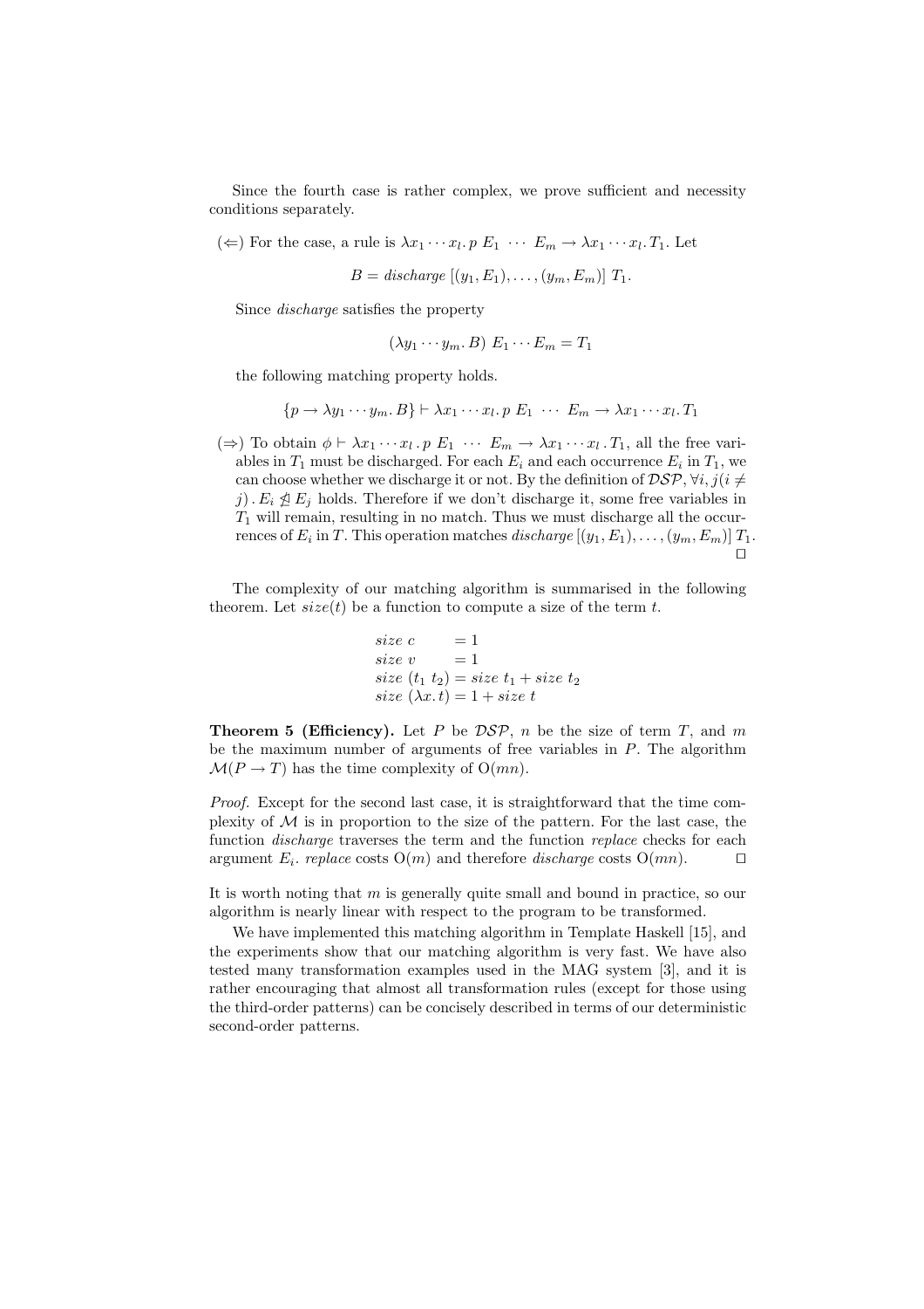Since the fourth case is rather complex, we prove sufficient and necessity conditions separately.

($\Leftarrow$) For the case, a rule is $\lambda x_1 \cdots x_l . p\ E_1\ \cdots\ E_m \rightarrow \lambda x_1 \cdots x_l . T_1$. Let

$$B = \mathit{discharge}\ [(y_1, E_1), \ldots, (y_m, E_m)]\ T_1.$$

Since *discharge* satisfies the property

$$(\lambda y_1 \cdots y_m . B)\ E_1 \cdots E_m = T_1$$

the following matching property holds.

$$\{p \rightarrow \lambda y_1 \cdots y_m . B\} \vdash \lambda x_1 \cdots x_l . p\ E_1\ \cdots\ E_m \rightarrow \lambda x_1 \cdots x_l . T_1$$

($\Rightarrow$) To obtain $\phi \vdash \lambda x_1 \cdots x_l . p\ E_1\ \cdots\ E_m \rightarrow \lambda x_1 \cdots x_l . T_1$, all the free variables in $T_1$ must be discharged. For each $E_i$ and each occurrence $E_i$ in $T_1$, we can choose whether we discharge it or not. By the definition of $\mathcal{DSP}$, $\forall i, j (i \neq j) . E_i \not\trianglelefteq E_j$ holds. Therefore if we don't discharge it, some free variables in $T_1$ will remain, resulting in no match. Thus we must discharge all the occurrences of $E_i$ in $T$. This operation matches $\mathit{discharge}\ [(y_1, E_1), \ldots, (y_m, E_m)]\ T_1$. $\square$

The complexity of our matching algorithm is summarised in the following theorem. Let $\mathit{size}(t)$ be a function to compute a size of the term $t$.

$$\begin{aligned}
&\mathit{size}\ c &&= 1\\
&\mathit{size}\ v &&= 1\\
&\mathit{size}\ (t_1\ t_2) &&= \mathit{size}\ t_1 + \mathit{size}\ t_2\\
&\mathit{size}\ (\lambda x . t) &&= 1 + \mathit{size}\ t
\end{aligned}$$

**Theorem 5 (Efficiency).** Let $P$ be $\mathcal{DSP}$, $n$ be the size of term $T$, and $m$ be the maximum number of arguments of free variables in $P$. The algorithm $\mathcal{M}(P \rightarrow T)$ has the time complexity of $\mathrm{O}(mn)$.

*Proof.* Except for the second last case, it is straightforward that the time complexity of $\mathcal{M}$ is in proportion to the size of the pattern. For the last case, the function *discharge* traverses the term and the function *replace* checks for each argument $E_i$. *replace* costs $\mathrm{O}(m)$ and therefore *discharge* costs $\mathrm{O}(mn)$. $\square$

It is worth noting that $m$ is generally quite small and bound in practice, so our algorithm is nearly linear with respect to the program to be transformed.

We have implemented this matching algorithm in Template Haskell [15], and the experiments show that our matching algorithm is very fast. We have also tested many transformation examples used in the MAG system [3], and it is rather encouraging that almost all transformation rules (except for those using the third-order patterns) can be concisely described in terms of our deterministic second-order patterns.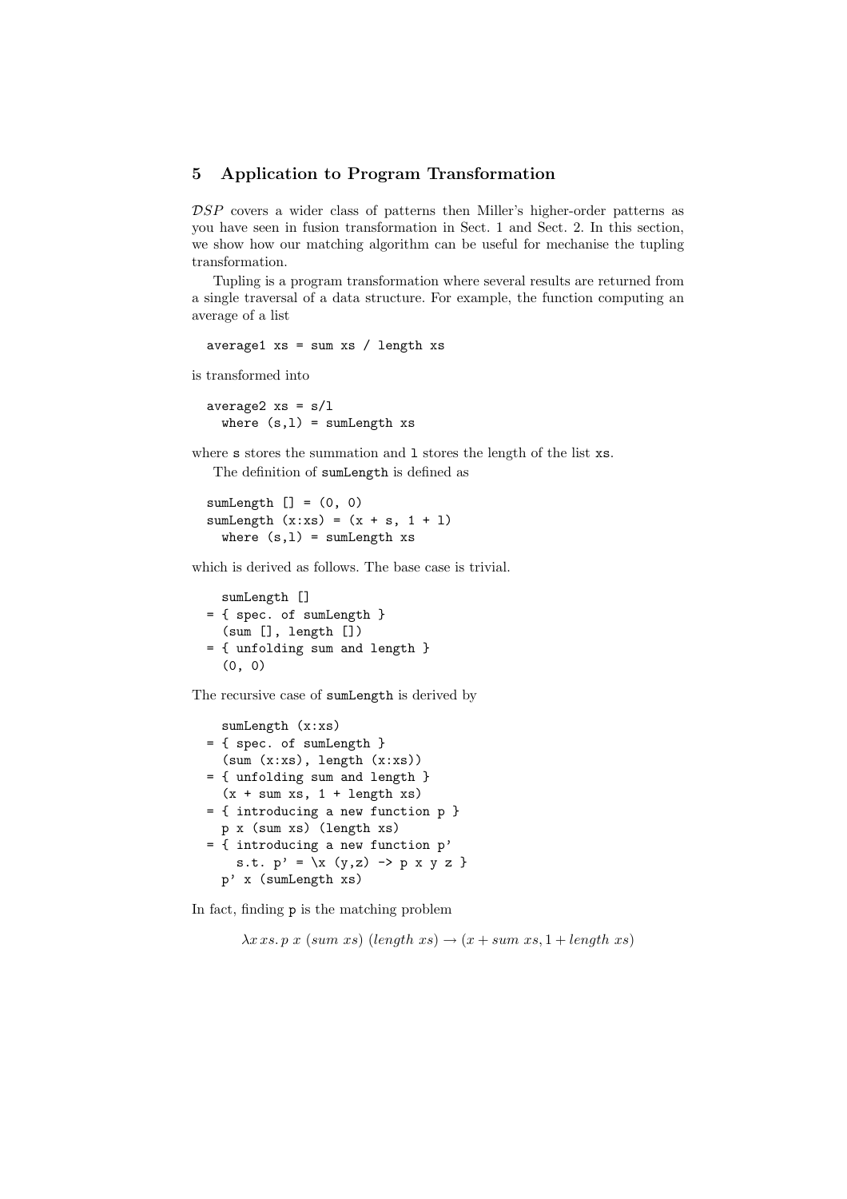## 5 Application to Program Transformation

$\mathcal{DSP}$ covers a wider class of patterns then Miller's higher-order patterns as you have seen in fusion transformation in Sect. 1 and Sect. 2. In this section, we show how our matching algorithm can be useful for mechanise the tupling transformation.

Tupling is a program transformation where several results are returned from a single traversal of a data structure. For example, the function computing an average of a list

```
average1 xs = sum xs / length xs
```

is transformed into

```
average2 xs = s/l
  where (s,l) = sumLength xs
```

where `s` stores the summation and `l` stores the length of the list `xs`.

The definition of `sumLength` is defined as

```
sumLength [] = (0, 0)
sumLength (x:xs) = (x + s, 1 + l)
  where (s,l) = sumLength xs
```

which is derived as follows. The base case is trivial.

```
  sumLength []
= { spec. of sumLength }
  (sum [], length [])
= { unfolding sum and length }
  (0, 0)
```

The recursive case of `sumLength` is derived by

```
  sumLength (x:xs)
= { spec. of sumLength }
  (sum (x:xs), length (x:xs))
= { unfolding sum and length }
  (x + sum xs, 1 + length xs)
= { introducing a new function p }
  p x (sum xs) (length xs)
= { introducing a new function p'
    s.t. p' = \x (y,z) -> p x y z }
  p' x (sumLength xs)
```

In fact, finding `p` is the matching problem

$$\lambda x\, xs.\, p\ x\ (sum\ xs)\ (length\ xs) \rightarrow (x + sum\ xs, 1 + length\ xs)$$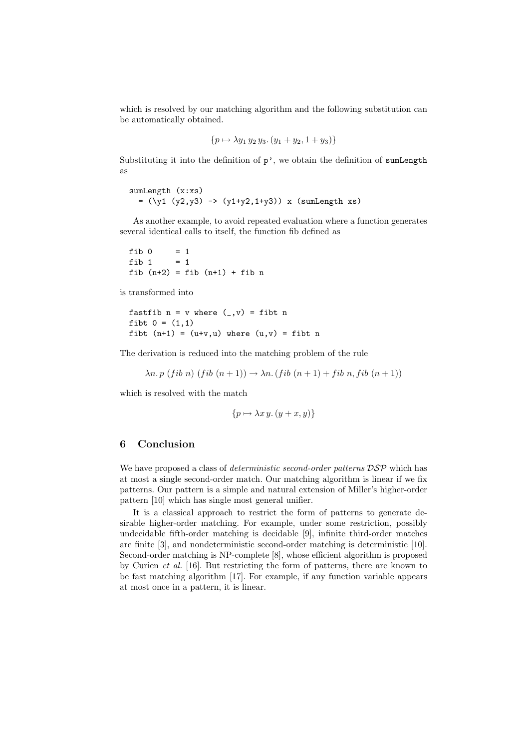which is resolved by our matching algorithm and the following substitution can be automatically obtained.

$$\{p \mapsto \lambda y_1\, y_2\, y_3.\, (y_1 + y_2, 1 + y_3)\}$$

Substituting it into the definition of `p'`, we obtain the definition of `sumLength` as

```
sumLength (x:xs)
  = (\y1 (y2,y3) -> (y1+y2,1+y3)) x (sumLength xs)
```

As another example, to avoid repeated evaluation where a function generates several identical calls to itself, the function fib defined as

```
fib 0     = 1
fib 1     = 1
fib (n+2) = fib (n+1) + fib n
```

is transformed into

```
fastfib n = v where (_,v) = fibt n
fibt 0 = (1,1)
fibt (n+1) = (u+v,u) where (u,v) = fibt n
```

The derivation is reduced into the matching problem of the rule

$$\lambda n.\, p\ (fib\ n)\ (fib\ (n+1)) \rightarrow \lambda n.\, (fib\ (n+1) + fib\ n, fib\ (n+1))$$

which is resolved with the match

$$\{p \mapsto \lambda x\, y.\, (y + x, y)\}$$

## 6 Conclusion

We have proposed a class of *deterministic second-order patterns* $\mathcal{DSP}$ which has at most a single second-order match. Our matching algorithm is linear if we fix patterns. Our pattern is a simple and natural extension of Miller's higher-order pattern [10] which has single most general unifier.

It is a classical approach to restrict the form of patterns to generate desirable higher-order matching. For example, under some restriction, possibly undecidable fifth-order matching is decidable [9], infinite third-order matches are finite [3], and nondeterministic second-order matching is deterministic [10]. Second-order matching is NP-complete [8], whose efficient algorithm is proposed by Curien *et al.* [16]. But restricting the form of patterns, there are known to be fast matching algorithm [17]. For example, if any function variable appears at most once in a pattern, it is linear.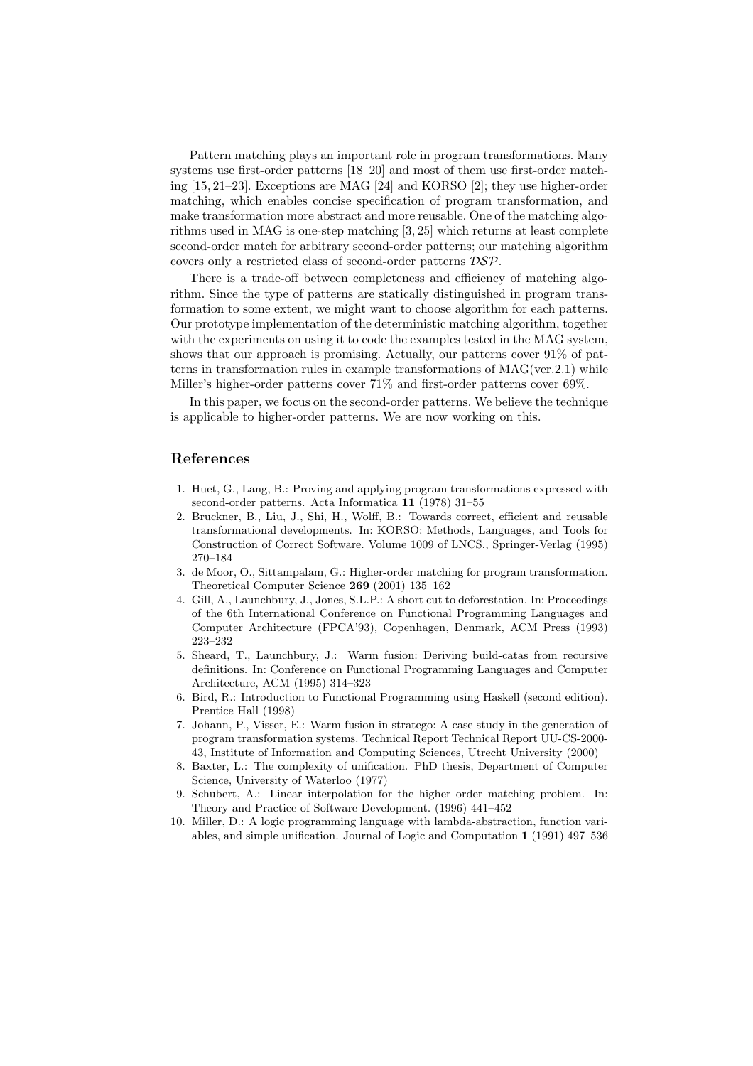Pattern matching plays an important role in program transformations. Many systems use first-order patterns [18–20] and most of them use first-order matching [15, 21–23]. Exceptions are MAG [24] and KORSO [2]; they use higher-order matching, which enables concise specification of program transformation, and make transformation more abstract and more reusable. One of the matching algorithms used in MAG is one-step matching [3, 25] which returns at least complete second-order match for arbitrary second-order patterns; our matching algorithm covers only a restricted class of second-order patterns $\mathcal{DSP}$.

There is a trade-off between completeness and efficiency of matching algorithm. Since the type of patterns are statically distinguished in program transformation to some extent, we might want to choose algorithm for each patterns. Our prototype implementation of the deterministic matching algorithm, together with the experiments on using it to code the examples tested in the MAG system, shows that our approach is promising. Actually, our patterns cover 91% of patterns in transformation rules in example transformations of MAG(ver.2.1) while Miller's higher-order patterns cover 71% and first-order patterns cover 69%.

In this paper, we focus on the second-order patterns. We believe the technique is applicable to higher-order patterns. We are now working on this.

## References

1. Huet, G., Lang, B.: Proving and applying program transformations expressed with second-order patterns. Acta Informatica **11** (1978) 31–55
2. Bruckner, B., Liu, J., Shi, H., Wolff, B.: Towards correct, efficient and reusable transformational developments. In: KORSO: Methods, Languages, and Tools for Construction of Correct Software. Volume 1009 of LNCS., Springer-Verlag (1995) 270–184
3. de Moor, O., Sittampalam, G.: Higher-order matching for program transformation. Theoretical Computer Science **269** (2001) 135–162
4. Gill, A., Launchbury, J., Jones, S.L.P.: A short cut to deforestation. In: Proceedings of the 6th International Conference on Functional Programming Languages and Computer Architecture (FPCA'93), Copenhagen, Denmark, ACM Press (1993) 223–232
5. Sheard, T., Launchbury, J.: Warm fusion: Deriving build-catas from recursive definitions. In: Conference on Functional Programming Languages and Computer Architecture, ACM (1995) 314–323
6. Bird, R.: Introduction to Functional Programming using Haskell (second edition). Prentice Hall (1998)
7. Johann, P., Visser, E.: Warm fusion in stratego: A case study in the generation of program transformation systems. Technical Report Technical Report UU-CS-2000-43, Institute of Information and Computing Sciences, Utrecht University (2000)
8. Baxter, L.: The complexity of unification. PhD thesis, Department of Computer Science, University of Waterloo (1977)
9. Schubert, A.: Linear interpolation for the higher order matching problem. In: Theory and Practice of Software Development. (1996) 441–452
10. Miller, D.: A logic programming language with lambda-abstraction, function variables, and simple unification. Journal of Logic and Computation **1** (1991) 497–536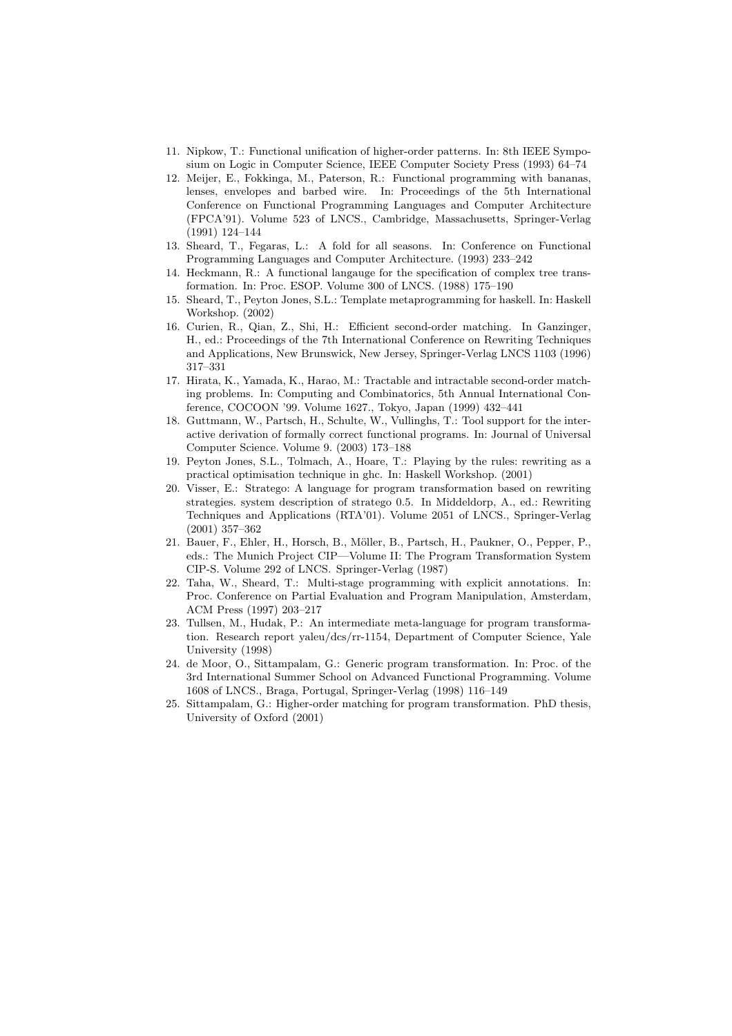11. Nipkow, T.: Functional unification of higher-order patterns. In: 8th IEEE Symposium on Logic in Computer Science, IEEE Computer Society Press (1993) 64–74
12. Meijer, E., Fokkinga, M., Paterson, R.: Functional programming with bananas, lenses, envelopes and barbed wire. In: Proceedings of the 5th International Conference on Functional Programming Languages and Computer Architecture (FPCA'91). Volume 523 of LNCS., Cambridge, Massachusetts, Springer-Verlag (1991) 124–144
13. Sheard, T., Fegaras, L.: A fold for all seasons. In: Conference on Functional Programming Languages and Computer Architecture. (1993) 233–242
14. Heckmann, R.: A functional langauge for the specification of complex tree transformation. In: Proc. ESOP. Volume 300 of LNCS. (1988) 175–190
15. Sheard, T., Peyton Jones, S.L.: Template metaprogramming for haskell. In: Haskell Workshop. (2002)
16. Curien, R., Qian, Z., Shi, H.: Efficient second-order matching. In Ganzinger, H., ed.: Proceedings of the 7th International Conference on Rewriting Techniques and Applications, New Brunswick, New Jersey, Springer-Verlag LNCS 1103 (1996) 317–331
17. Hirata, K., Yamada, K., Harao, M.: Tractable and intractable second-order matching problems. In: Computing and Combinatorics, 5th Annual International Conference, COCOON '99. Volume 1627., Tokyo, Japan (1999) 432–441
18. Guttmann, W., Partsch, H., Schulte, W., Vullinghs, T.: Tool support for the interactive derivation of formally correct functional programs. In: Journal of Universal Computer Science. Volume 9. (2003) 173–188
19. Peyton Jones, S.L., Tolmach, A., Hoare, T.: Playing by the rules: rewriting as a practical optimisation technique in ghc. In: Haskell Workshop. (2001)
20. Visser, E.: Stratego: A language for program transformation based on rewriting strategies. system description of stratego 0.5. In Middeldorp, A., ed.: Rewriting Techniques and Applications (RTA'01). Volume 2051 of LNCS., Springer-Verlag (2001) 357–362
21. Bauer, F., Ehler, H., Horsch, B., Möller, B., Partsch, H., Paukner, O., Pepper, P., eds.: The Munich Project CIP—Volume II: The Program Transformation System CIP-S. Volume 292 of LNCS. Springer-Verlag (1987)
22. Taha, W., Sheard, T.: Multi-stage programming with explicit annotations. In: Proc. Conference on Partial Evaluation and Program Manipulation, Amsterdam, ACM Press (1997) 203–217
23. Tullsen, M., Hudak, P.: An intermediate meta-language for program transformation. Research report yaleu/dcs/rr-1154, Department of Computer Science, Yale University (1998)
24. de Moor, O., Sittampalam, G.: Generic program transformation. In: Proc. of the 3rd International Summer School on Advanced Functional Programming. Volume 1608 of LNCS., Braga, Portugal, Springer-Verlag (1998) 116–149
25. Sittampalam, G.: Higher-order matching for program transformation. PhD thesis, University of Oxford (2001)